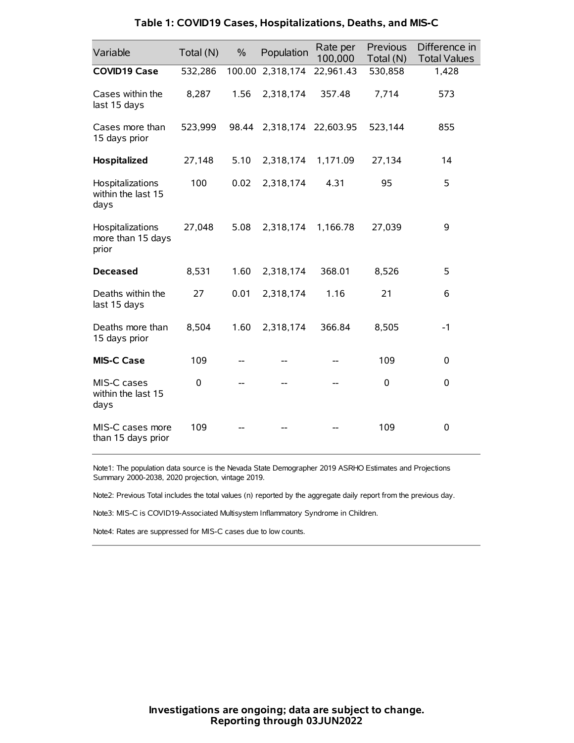# Table 1: COVID19 Cases, Hospitalizations, Deaths, and MIS-C

| Variable | Total (N) | % | Population | Rate per 100,000 | Previous Total (N) | Difference in Total Values |
|---|---|---|---|---|---|---|
| **COVID19 Case** | 532,286 | 100.00 | 2,318,174 | 22,961.43 | 530,858 | 1,428 |
| Cases within the last 15 days | 8,287 | 1.56 | 2,318,174 | 357.48 | 7,714 | 573 |
| Cases more than 15 days prior | 523,999 | 98.44 | 2,318,174 | 22,603.95 | 523,144 | 855 |
| **Hospitalized** | 27,148 | 5.10 | 2,318,174 | 1,171.09 | 27,134 | 14 |
| Hospitalizations within the last 15 days | 100 | 0.02 | 2,318,174 | 4.31 | 95 | 5 |
| Hospitalizations more than 15 days prior | 27,048 | 5.08 | 2,318,174 | 1,166.78 | 27,039 | 9 |
| **Deceased** | 8,531 | 1.60 | 2,318,174 | 368.01 | 8,526 | 5 |
| Deaths within the last 15 days | 27 | 0.01 | 2,318,174 | 1.16 | 21 | 6 |
| Deaths more than 15 days prior | 8,504 | 1.60 | 2,318,174 | 366.84 | 8,505 | -1 |
| **MIS-C Case** | 109 | -- | -- | -- | 109 | 0 |
| MIS-C cases within the last 15 days | 0 | -- | -- | -- | 0 | 0 |
| MIS-C cases more than 15 days prior | 109 | -- | -- | -- | 109 | 0 |

Note1: The population data source is the Nevada State Demographer 2019 ASRHO Estimates and Projections Summary 2000-2038, 2020 projection, vintage 2019.

Note2: Previous Total includes the total values (n) reported by the aggregate daily report from the previous day.

Note3: MIS-C is COVID19-Associated Multisystem Inflammatory Syndrome in Children.

Note4: Rates are suppressed for MIS-C cases due to low counts.

**Investigations are ongoing; data are subject to change.**
**Reporting through 03JUN2022**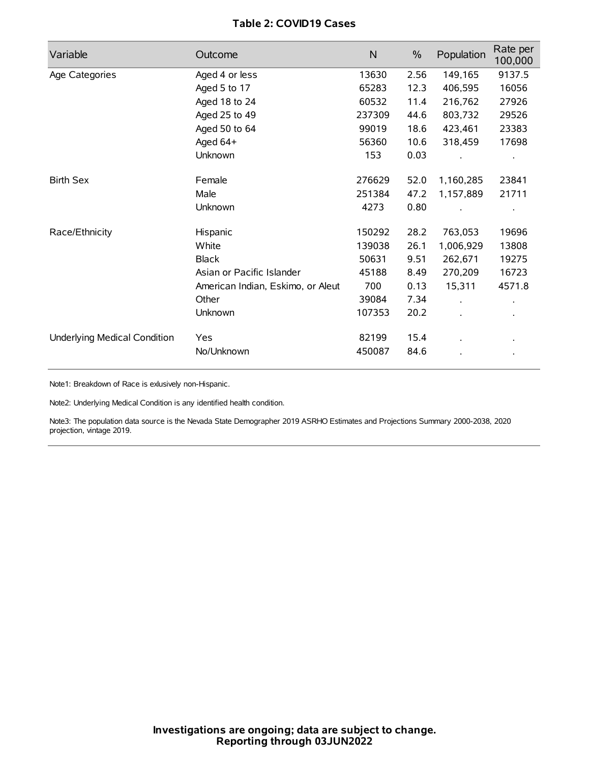**Table 2: COVID19 Cases**

| Variable | Outcome | N | % | Population | Rate per 100,000 |
|---|---|---|---|---|---|
| Age Categories | Aged 4 or less | 13630 | 2.56 | 149,165 | 9137.5 |
| | Aged 5 to 17 | 65283 | 12.3 | 406,595 | 16056 |
| | Aged 18 to 24 | 60532 | 11.4 | 216,762 | 27926 |
| | Aged 25 to 49 | 237309 | 44.6 | 803,732 | 29526 |
| | Aged 50 to 64 | 99019 | 18.6 | 423,461 | 23383 |
| | Aged 64+ | 56360 | 10.6 | 318,459 | 17698 |
| | Unknown | 153 | 0.03 | . | . |
| Birth Sex | Female | 276629 | 52.0 | 1,160,285 | 23841 |
| | Male | 251384 | 47.2 | 1,157,889 | 21711 |
| | Unknown | 4273 | 0.80 | . | . |
| Race/Ethnicity | Hispanic | 150292 | 28.2 | 763,053 | 19696 |
| | White | 139038 | 26.1 | 1,006,929 | 13808 |
| | Black | 50631 | 9.51 | 262,671 | 19275 |
| | Asian or Pacific Islander | 45188 | 8.49 | 270,209 | 16723 |
| | American Indian, Eskimo, or Aleut | 700 | 0.13 | 15,311 | 4571.8 |
| | Other | 39084 | 7.34 | . | . |
| | Unknown | 107353 | 20.2 | . | . |
| Underlying Medical Condition | Yes | 82199 | 15.4 | . | . |
| | No/Unknown | 450087 | 84.6 | . | . |

Note1: Breakdown of Race is exlusively non-Hispanic.

Note2: Underlying Medical Condition is any identified health condition.

Note3: The population data source is the Nevada State Demographer 2019 ASRHO Estimates and Projections Summary 2000-2038, 2020 projection, vintage 2019.

**Investigations are ongoing; data are subject to change.**
**Reporting through 03JUN2022**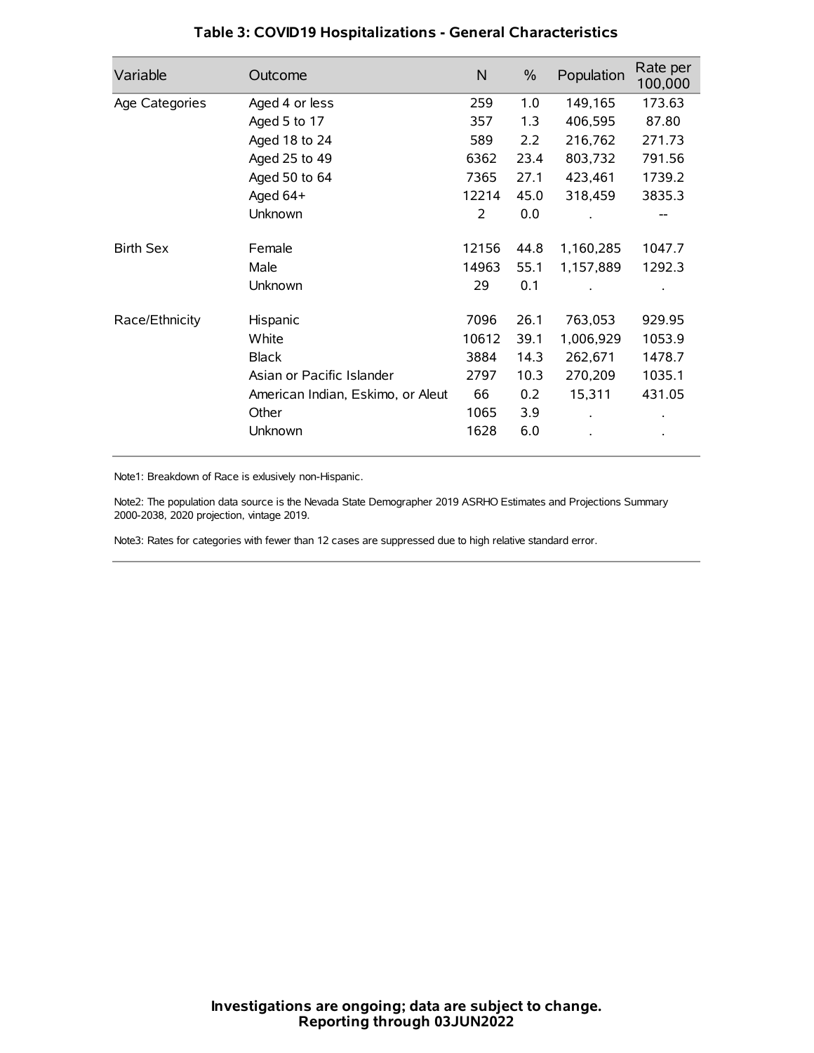### Table 3: COVID19 Hospitalizations - General Characteristics

| Variable | Outcome | N | % | Population | Rate per 100,000 |
|---|---|---|---|---|---|
| Age Categories | Aged 4 or less | 259 | 1.0 | 149,165 | 173.63 |
| | Aged 5 to 17 | 357 | 1.3 | 406,595 | 87.80 |
| | Aged 18 to 24 | 589 | 2.2 | 216,762 | 271.73 |
| | Aged 25 to 49 | 6362 | 23.4 | 803,732 | 791.56 |
| | Aged 50 to 64 | 7365 | 27.1 | 423,461 | 1739.2 |
| | Aged 64+ | 12214 | 45.0 | 318,459 | 3835.3 |
| | Unknown | 2 | 0.0 | . | -- |
| Birth Sex | Female | 12156 | 44.8 | 1,160,285 | 1047.7 |
| | Male | 14963 | 55.1 | 1,157,889 | 1292.3 |
| | Unknown | 29 | 0.1 | . | . |
| Race/Ethnicity | Hispanic | 7096 | 26.1 | 763,053 | 929.95 |
| | White | 10612 | 39.1 | 1,006,929 | 1053.9 |
| | Black | 3884 | 14.3 | 262,671 | 1478.7 |
| | Asian or Pacific Islander | 2797 | 10.3 | 270,209 | 1035.1 |
| | American Indian, Eskimo, or Aleut | 66 | 0.2 | 15,311 | 431.05 |
| | Other | 1065 | 3.9 | . | . |
| | Unknown | 1628 | 6.0 | . | . |

Note1: Breakdown of Race is exlusively non-Hispanic.

Note2: The population data source is the Nevada State Demographer 2019 ASRHO Estimates and Projections Summary 2000-2038, 2020 projection, vintage 2019.

Note3: Rates for categories with fewer than 12 cases are suppressed due to high relative standard error.

**Investigations are ongoing; data are subject to change.**
**Reporting through 03JUN2022**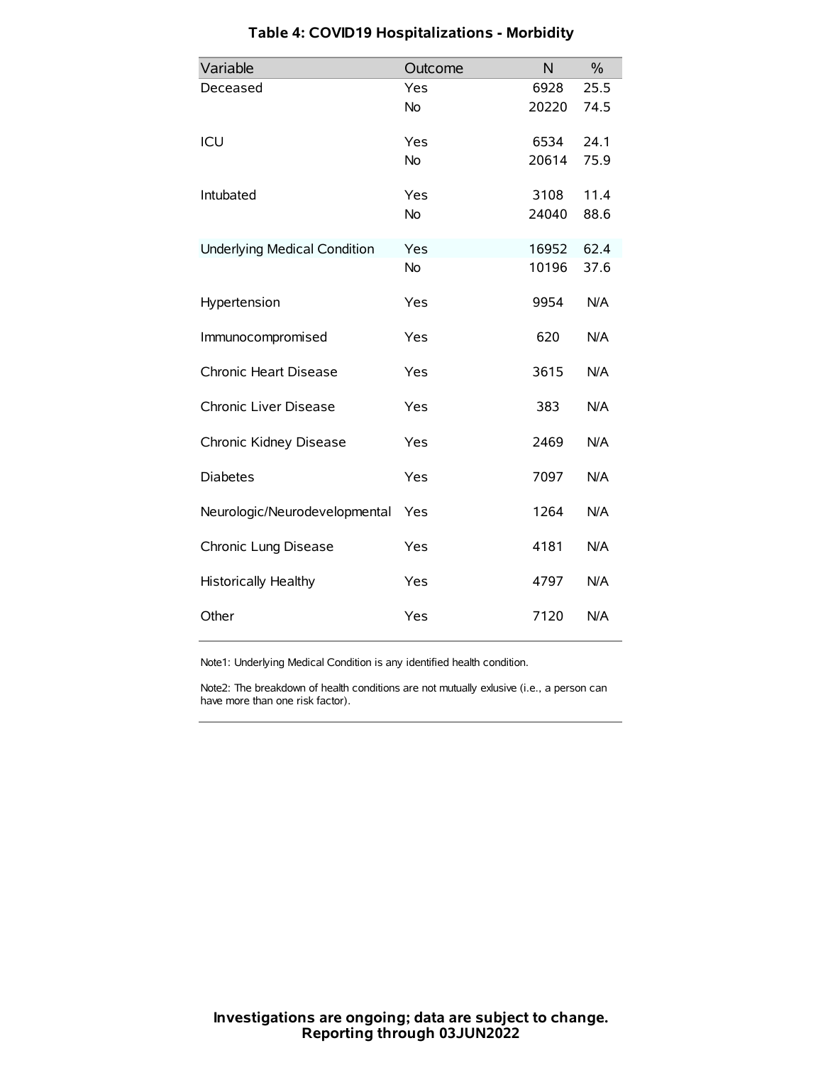## Table 4: COVID19 Hospitalizations - Morbidity

| Variable | Outcome | N | % |
|---|---|---|---|
| Deceased | Yes | 6928 | 25.5 |
| | No | 20220 | 74.5 |
| ICU | Yes | 6534 | 24.1 |
| | No | 20614 | 75.9 |
| Intubated | Yes | 3108 | 11.4 |
| | No | 24040 | 88.6 |
| Underlying Medical Condition | Yes | 16952 | 62.4 |
| | No | 10196 | 37.6 |
| Hypertension | Yes | 9954 | N/A |
| Immunocompromised | Yes | 620 | N/A |
| Chronic Heart Disease | Yes | 3615 | N/A |
| Chronic Liver Disease | Yes | 383 | N/A |
| Chronic Kidney Disease | Yes | 2469 | N/A |
| Diabetes | Yes | 7097 | N/A |
| Neurologic/Neurodevelopmental | Yes | 1264 | N/A |
| Chronic Lung Disease | Yes | 4181 | N/A |
| Historically Healthy | Yes | 4797 | N/A |
| Other | Yes | 7120 | N/A |

Note1: Underlying Medical Condition is any identified health condition.

Note2: The breakdown of health conditions are not mutually exlusive (i.e., a person can have more than one risk factor).

**Investigations are ongoing; data are subject to change.**
**Reporting through 03JUN2022**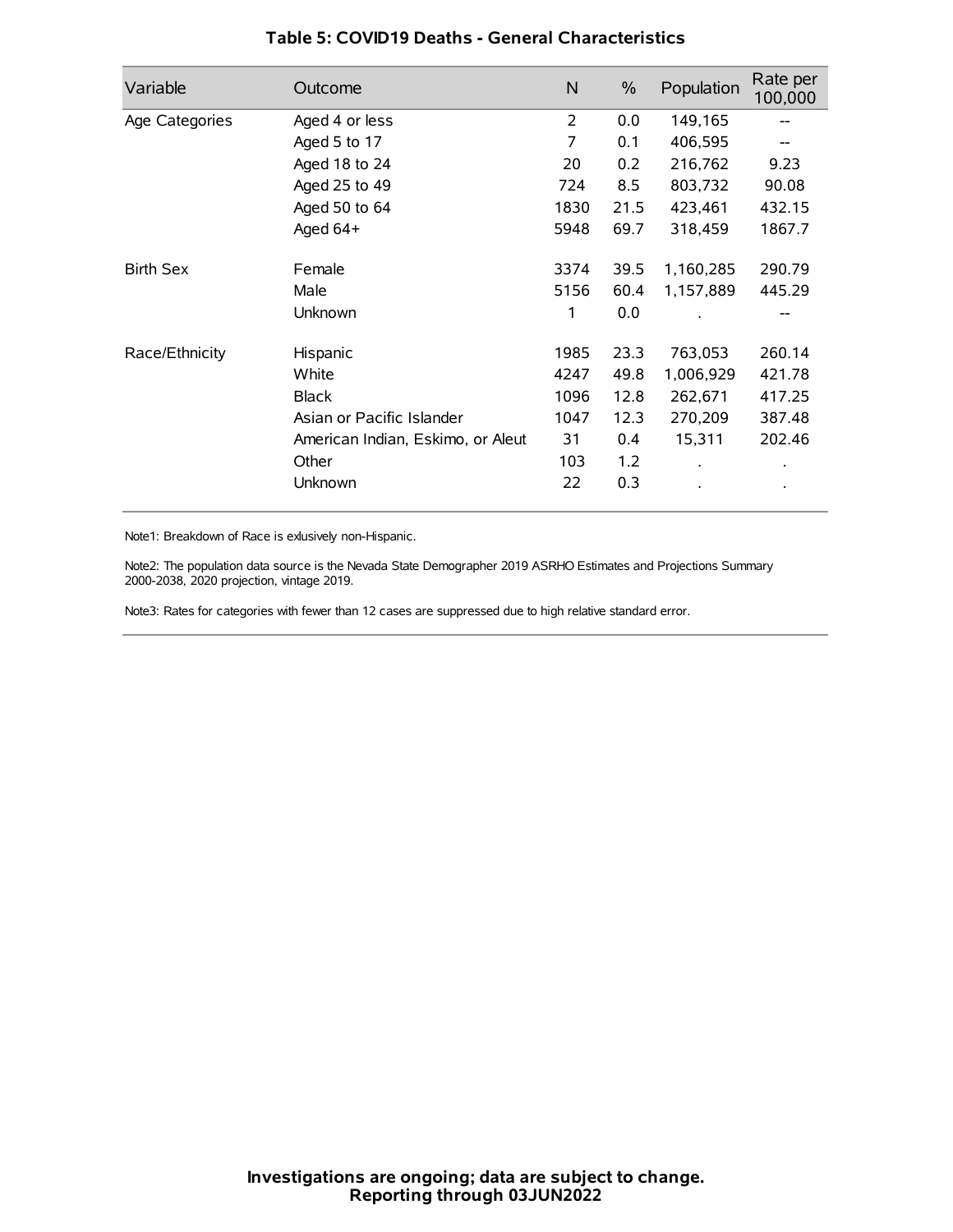## Table 5: COVID19 Deaths - General Characteristics

| Variable | Outcome | N | % | Population | Rate per 100,000 |
|---|---|---|---|---|---|
| Age Categories | Aged 4 or less | 2 | 0.0 | 149,165 | -- |
| | Aged 5 to 17 | 7 | 0.1 | 406,595 | -- |
| | Aged 18 to 24 | 20 | 0.2 | 216,762 | 9.23 |
| | Aged 25 to 49 | 724 | 8.5 | 803,732 | 90.08 |
| | Aged 50 to 64 | 1830 | 21.5 | 423,461 | 432.15 |
| | Aged 64+ | 5948 | 69.7 | 318,459 | 1867.7 |
| Birth Sex | Female | 3374 | 39.5 | 1,160,285 | 290.79 |
| | Male | 5156 | 60.4 | 1,157,889 | 445.29 |
| | Unknown | 1 | 0.0 | . | -- |
| Race/Ethnicity | Hispanic | 1985 | 23.3 | 763,053 | 260.14 |
| | White | 4247 | 49.8 | 1,006,929 | 421.78 |
| | Black | 1096 | 12.8 | 262,671 | 417.25 |
| | Asian or Pacific Islander | 1047 | 12.3 | 270,209 | 387.48 |
| | American Indian, Eskimo, or Aleut | 31 | 0.4 | 15,311 | 202.46 |
| | Other | 103 | 1.2 | . | . |
| | Unknown | 22 | 0.3 | . | . |

Note1: Breakdown of Race is exlusively non-Hispanic.

Note2: The population data source is the Nevada State Demographer 2019 ASRHO Estimates and Projections Summary 2000-2038, 2020 projection, vintage 2019.

Note3: Rates for categories with fewer than 12 cases are suppressed due to high relative standard error.

**Investigations are ongoing; data are subject to change.**
**Reporting through 03JUN2022**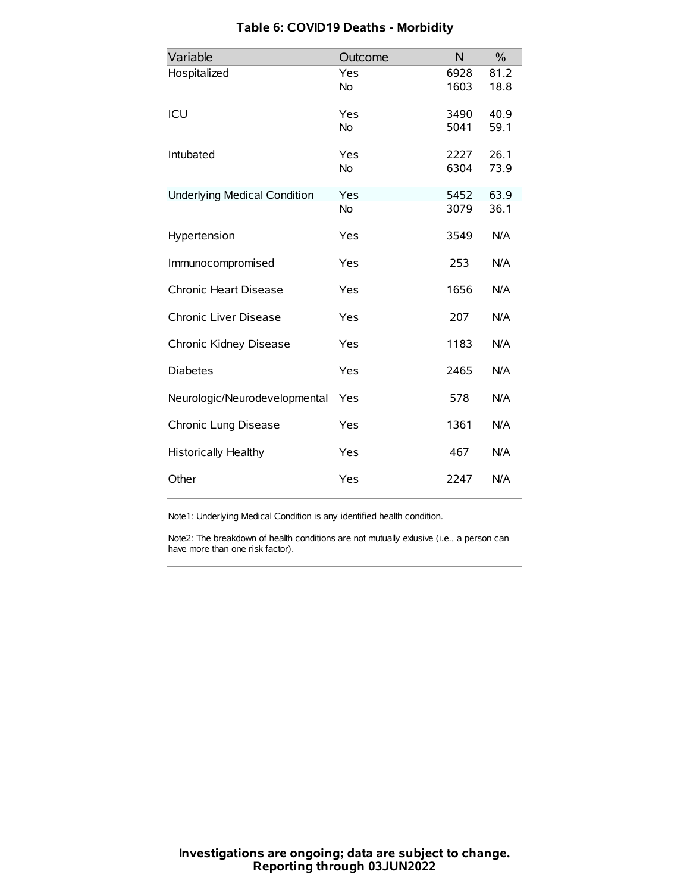**Table 6: COVID19 Deaths - Morbidity**

| Variable | Outcome | N | % |
|---|---|---|---|
| Hospitalized | Yes | 6928 | 81.2 |
| | No | 1603 | 18.8 |
| ICU | Yes | 3490 | 40.9 |
| | No | 5041 | 59.1 |
| Intubated | Yes | 2227 | 26.1 |
| | No | 6304 | 73.9 |
| Underlying Medical Condition | Yes | 5452 | 63.9 |
| | No | 3079 | 36.1 |
| Hypertension | Yes | 3549 | N/A |
| Immunocompromised | Yes | 253 | N/A |
| Chronic Heart Disease | Yes | 1656 | N/A |
| Chronic Liver Disease | Yes | 207 | N/A |
| Chronic Kidney Disease | Yes | 1183 | N/A |
| Diabetes | Yes | 2465 | N/A |
| Neurologic/Neurodevelopmental | Yes | 578 | N/A |
| Chronic Lung Disease | Yes | 1361 | N/A |
| Historically Healthy | Yes | 467 | N/A |
| Other | Yes | 2247 | N/A |

Note1: Underlying Medical Condition is any identified health condition.

Note2: The breakdown of health conditions are not mutually exlusive (i.e., a person can have more than one risk factor).

**Investigations are ongoing; data are subject to change.**
**Reporting through 03JUN2022**